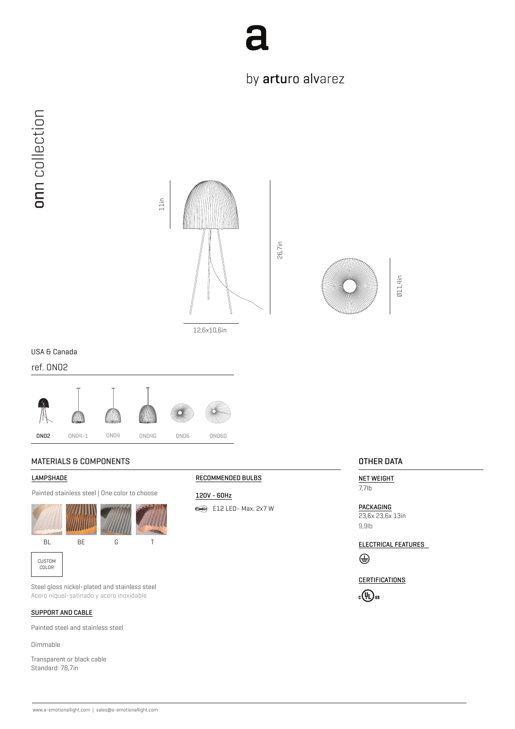# a

by arturo alvarez

**onn** collection

11in

26,7in

Ø11,4in

12,6x10,6in

USA & Canada

ref. ON02

ON02 | ON04-1 | ON04 | ON04G | ON06 | ON06G

## MATERIALS & COMPONENTS

### LAMPSHADE

Painted stainless steel | One color to choose

BL | BE | G | T

CUSTOM COLOR

Steel gloss nickel-plated and stainless steel
Acero niquel-satinado y acero inoxidable

### SUPPORT AND CABLE

Painted steel and stainless steel

Dimmable

Transparent or black cable
Standard: 78,7in

### RECOMMENDED BULBS

120V - 60Hz

E12 LED- Max. 2x7 W

## OTHER DATA

### NET WEIGHT

7,7lb

### PACKAGING

23,6x 23,6x 13in
9,9lb

### ELECTRICAL FEATURES

⏚

### CERTIFICATIONS

c UL us

www.a-emotionallight.com | sales@a-emotionallight.com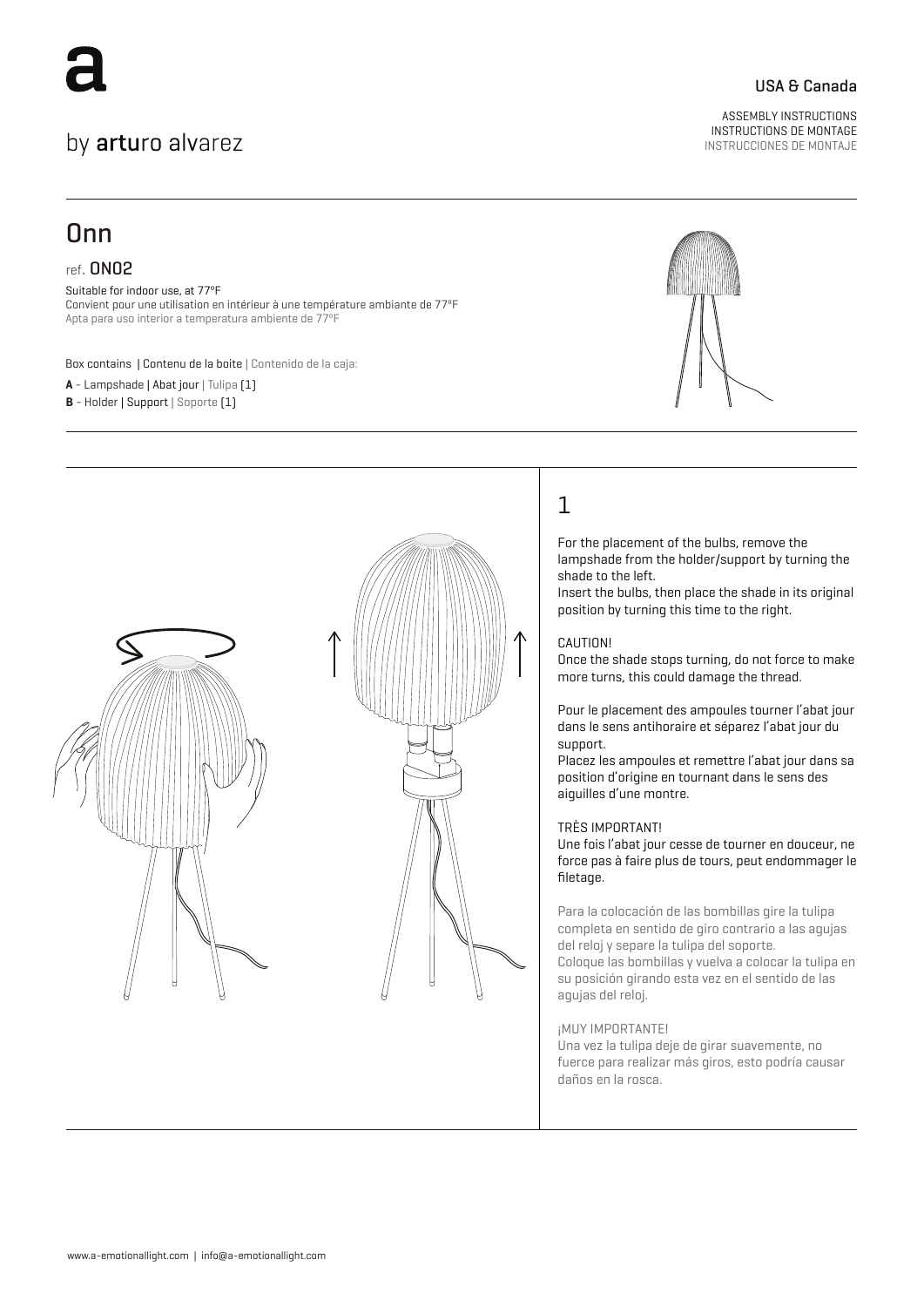# a

by arturo alvarez

USA & Canada

ASSEMBLY INSTRUCTIONS
INSTRUCTIONS DE MONTAGE
INSTRUCCIONES DE MONTAJE

## Onn

ref. **ON02**

Suitable for indoor use, at 77°F
Convient pour une utilisation en intérieur à une température ambiante de 77°F
Apta para uso interior a temperatura ambiente de 77°F

Box contains | Contenu de la boite | Contenido de la caja:

**A** - Lampshade | Abat jour | Tulipa (1)
**B** - Holder | Support | Soporte (1)

## 1

For the placement of the bulbs, remove the lampshade from the holder/support by turning the shade to the left.
Insert the bulbs, then place the shade in its original position by turning this time to the right.

CAUTION!
Once the shade stops turning, do not force to make more turns, this could damage the thread.

Pour le placement des ampoules tourner l'abat jour dans le sens antihoraire et séparez l'abat jour du support.
Placez les ampoules et remettre l'abat jour dans sa position d'origine en tournant dans le sens des aiguilles d'une montre.

TRÈS IMPORTANT!
Une fois l'abat jour cesse de tourner en douceur, ne force pas à faire plus de tours, peut endommager le filetage.

Para la colocación de las bombillas gire la tulipa completa en sentido de giro contrario a las agujas del reloj y separe la tulipa del soporte.
Coloque las bombillas y vuelva a colocar la tulipa en su posición girando esta vez en el sentido de las agujas del reloj.

¡MUY IMPORTANTE!
Una vez la tulipa deje de girar suavemente, no fuerce para realizar más giros, esto podría causar daños en la rosca.

www.a-emotionallight.com | info@a-emotionallight.com